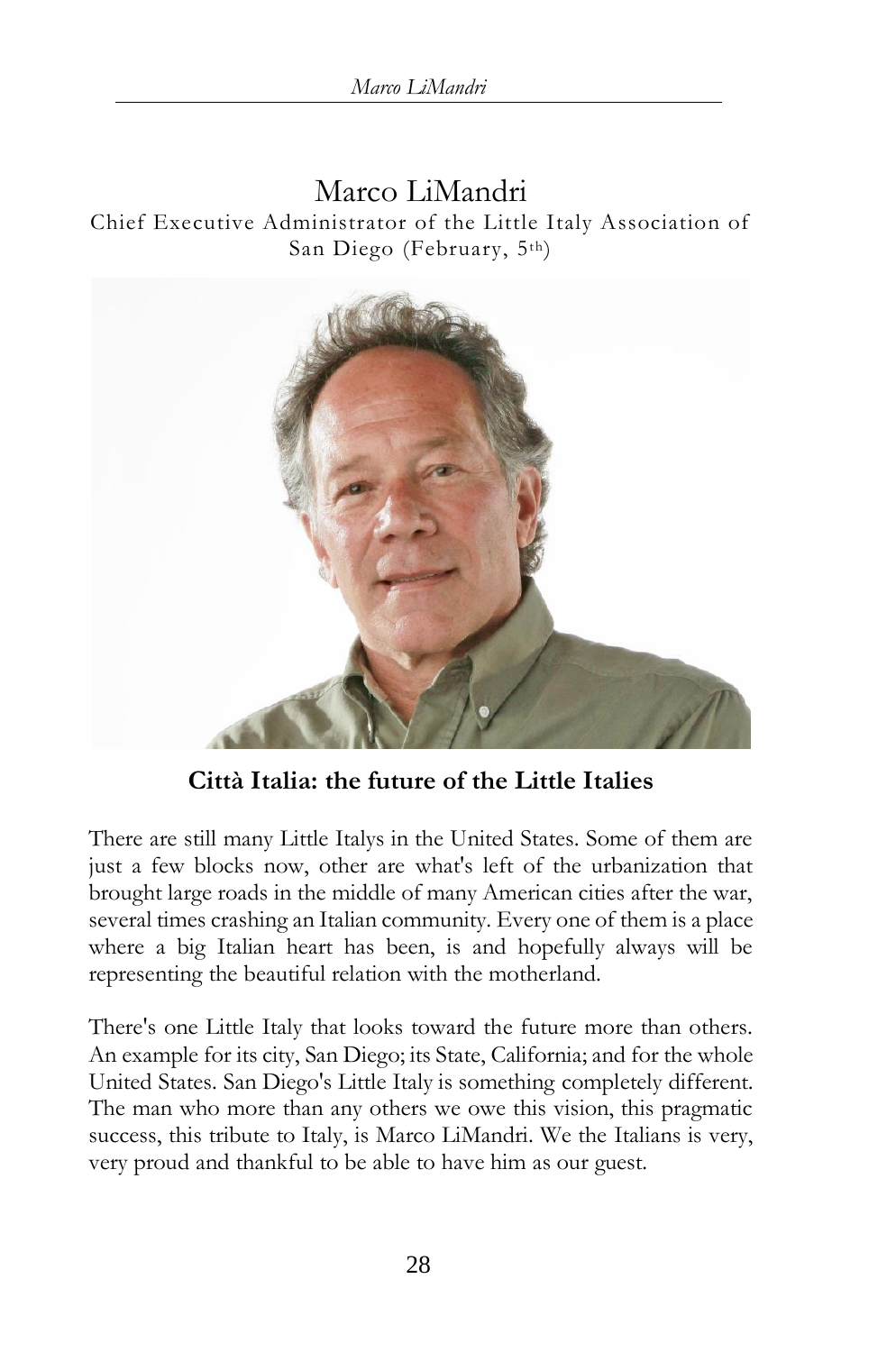# Marco LiMandri

Chief Executive Administrator of the Little Italy Association of San Diego (February, 5th)

**Città Italia: the future of the Little Italies**

There are still many Little Italys in the United States. Some of them are just a few blocks now, other are what's left of the urbanization that brought large roads in the middle of many American cities after the war, several times crashing an Italian community. Every one of them is a place where a big Italian heart has been, is and hopefully always will be representing the beautiful relation with the motherland.

There's one Little Italy that looks toward the future more than others. An example for its city, San Diego; its State, California; and for the whole United States. San Diego's Little Italy is something completely different. The man who more than any others we owe this vision, this pragmatic success, this tribute to Italy, is Marco LiMandri. We the Italians is very, very proud and thankful to be able to have him as our guest.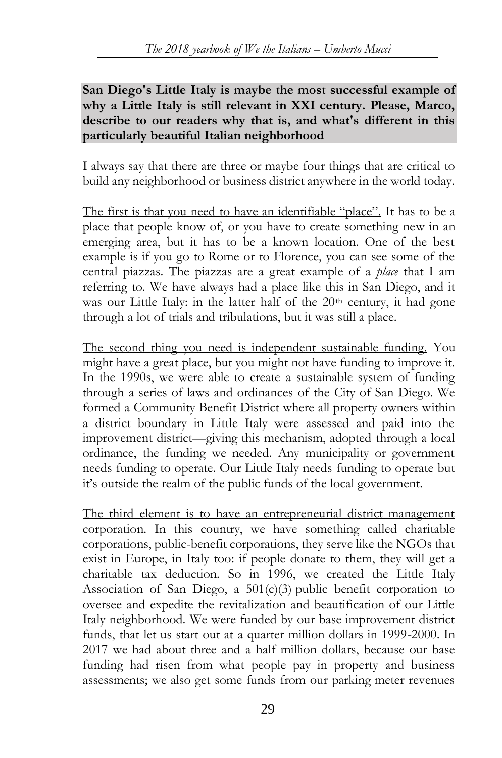**San Diego's Little Italy is maybe the most successful example of why a Little Italy is still relevant in XXI century. Please, Marco, describe to our readers why that is, and what's different in this particularly beautiful Italian neighborhood**

I always say that there are three or maybe four things that are critical to build any neighborhood or business district anywhere in the world today.

<u>The first is that you need to have an identifiable "place".</u> It has to be a place that people know of, or you have to create something new in an emerging area, but it has to be a known location. One of the best example is if you go to Rome or to Florence, you can see some of the central piazzas. The piazzas are a great example of a *place* that I am referring to. We have always had a place like this in San Diego, and it was our Little Italy: in the latter half of the 20th century, it had gone through a lot of trials and tribulations, but it was still a place.

<u>The second thing you need is independent sustainable funding.</u> You might have a great place, but you might not have funding to improve it. In the 1990s, we were able to create a sustainable system of funding through a series of laws and ordinances of the City of San Diego. We formed a Community Benefit District where all property owners within a district boundary in Little Italy were assessed and paid into the improvement district—giving this mechanism, adopted through a local ordinance, the funding we needed. Any municipality or government needs funding to operate. Our Little Italy needs funding to operate but it's outside the realm of the public funds of the local government.

<u>The third element is to have an entrepreneurial district management corporation.</u> In this country, we have something called charitable corporations, public-benefit corporations, they serve like the NGOs that exist in Europe, in Italy too: if people donate to them, they will get a charitable tax deduction. So in 1996, we created the Little Italy Association of San Diego, a 501(c)(3) public benefit corporation to oversee and expedite the revitalization and beautification of our Little Italy neighborhood. We were funded by our base improvement district funds, that let us start out at a quarter million dollars in 1999-2000. In 2017 we had about three and a half million dollars, because our base funding had risen from what people pay in property and business assessments; we also get some funds from our parking meter revenues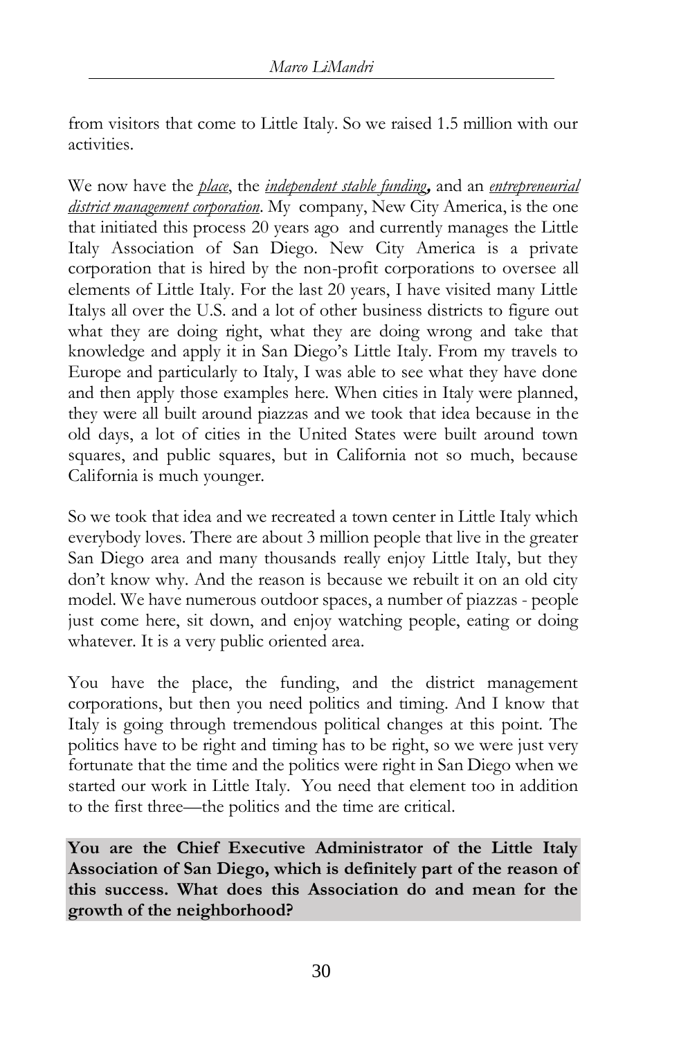from visitors that come to Little Italy. So we raised 1.5 million with our activities.

We now have the ***place***, the ***independent stable funding*,** and an ***entrepreneurial district management corporation***. My company, New City America, is the one that initiated this process 20 years ago and currently manages the Little Italy Association of San Diego. New City America is a private corporation that is hired by the non-profit corporations to oversee all elements of Little Italy. For the last 20 years, I have visited many Little Italys all over the U.S. and a lot of other business districts to figure out what they are doing right, what they are doing wrong and take that knowledge and apply it in San Diego's Little Italy. From my travels to Europe and particularly to Italy, I was able to see what they have done and then apply those examples here. When cities in Italy were planned, they were all built around piazzas and we took that idea because in the old days, a lot of cities in the United States were built around town squares, and public squares, but in California not so much, because California is much younger.

So we took that idea and we recreated a town center in Little Italy which everybody loves. There are about 3 million people that live in the greater San Diego area and many thousands really enjoy Little Italy, but they don't know why. And the reason is because we rebuilt it on an old city model. We have numerous outdoor spaces, a number of piazzas - people just come here, sit down, and enjoy watching people, eating or doing whatever. It is a very public oriented area.

You have the place, the funding, and the district management corporations, but then you need politics and timing. And I know that Italy is going through tremendous political changes at this point. The politics have to be right and timing has to be right, so we were just very fortunate that the time and the politics were right in San Diego when we started our work in Little Italy. You need that element too in addition to the first three—the politics and the time are critical.

**You are the Chief Executive Administrator of the Little Italy Association of San Diego, which is definitely part of the reason of this success. What does this Association do and mean for the growth of the neighborhood?**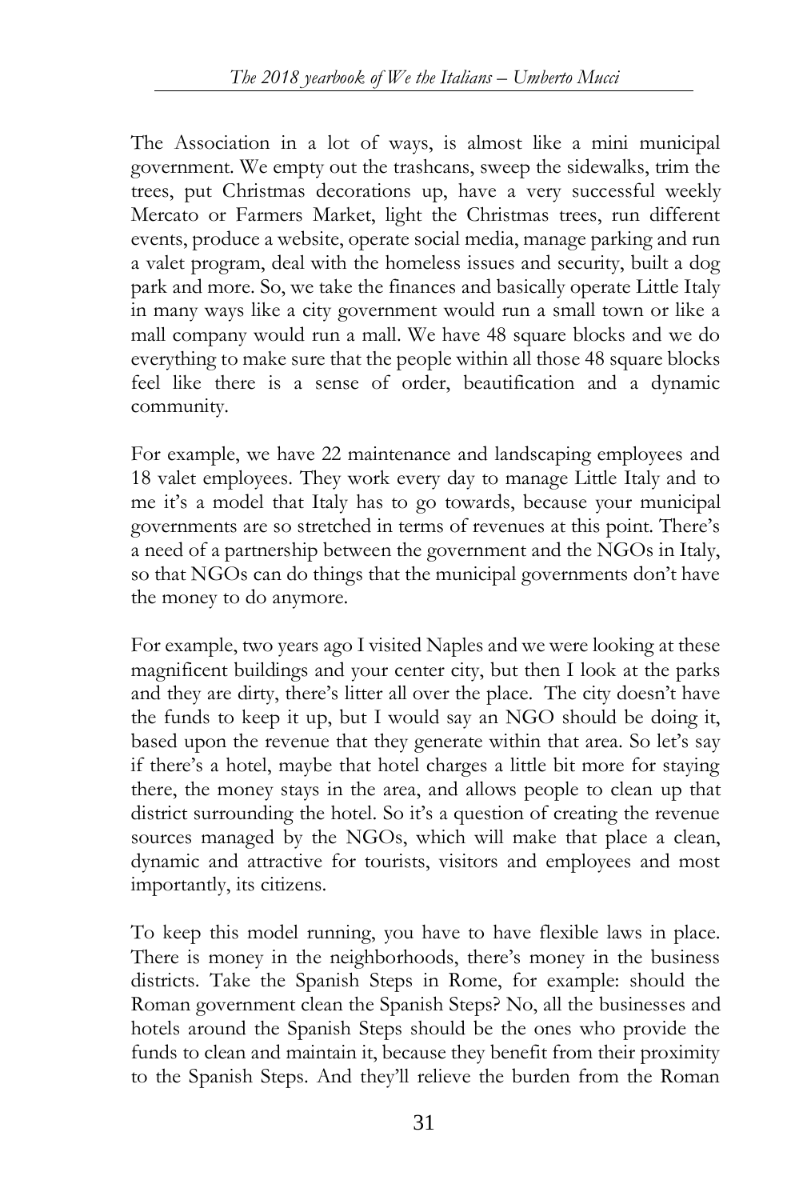The Association in a lot of ways, is almost like a mini municipal government. We empty out the trashcans, sweep the sidewalks, trim the trees, put Christmas decorations up, have a very successful weekly Mercato or Farmers Market, light the Christmas trees, run different events, produce a website, operate social media, manage parking and run a valet program, deal with the homeless issues and security, built a dog park and more. So, we take the finances and basically operate Little Italy in many ways like a city government would run a small town or like a mall company would run a mall. We have 48 square blocks and we do everything to make sure that the people within all those 48 square blocks feel like there is a sense of order, beautification and a dynamic community.

For example, we have 22 maintenance and landscaping employees and 18 valet employees. They work every day to manage Little Italy and to me it's a model that Italy has to go towards, because your municipal governments are so stretched in terms of revenues at this point. There's a need of a partnership between the government and the NGOs in Italy, so that NGOs can do things that the municipal governments don't have the money to do anymore.

For example, two years ago I visited Naples and we were looking at these magnificent buildings and your center city, but then I look at the parks and they are dirty, there's litter all over the place. The city doesn't have the funds to keep it up, but I would say an NGO should be doing it, based upon the revenue that they generate within that area. So let's say if there's a hotel, maybe that hotel charges a little bit more for staying there, the money stays in the area, and allows people to clean up that district surrounding the hotel. So it's a question of creating the revenue sources managed by the NGOs, which will make that place a clean, dynamic and attractive for tourists, visitors and employees and most importantly, its citizens.

To keep this model running, you have to have flexible laws in place. There is money in the neighborhoods, there's money in the business districts. Take the Spanish Steps in Rome, for example: should the Roman government clean the Spanish Steps? No, all the businesses and hotels around the Spanish Steps should be the ones who provide the funds to clean and maintain it, because they benefit from their proximity to the Spanish Steps. And they'll relieve the burden from the Roman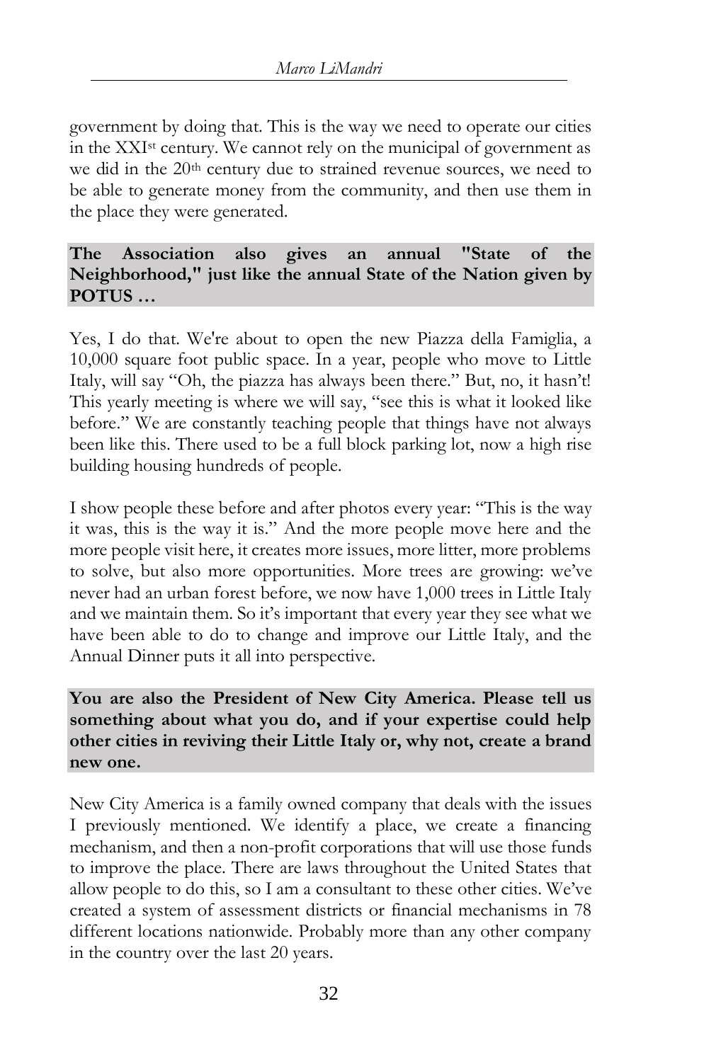government by doing that. This is the way we need to operate our cities in the XXI[st] century. We cannot rely on the municipal of government as we did in the 20[th] century due to strained revenue sources, we need to be able to generate money from the community, and then use them in the place they were generated.

**The Association also gives an annual "State of the Neighborhood," just like the annual State of the Nation given by POTUS …**

Yes, I do that. We're about to open the new Piazza della Famiglia, a 10,000 square foot public space. In a year, people who move to Little Italy, will say "Oh, the piazza has always been there." But, no, it hasn't! This yearly meeting is where we will say, "see this is what it looked like before." We are constantly teaching people that things have not always been like this. There used to be a full block parking lot, now a high rise building housing hundreds of people.

I show people these before and after photos every year: "This is the way it was, this is the way it is." And the more people move here and the more people visit here, it creates more issues, more litter, more problems to solve, but also more opportunities. More trees are growing: we've never had an urban forest before, we now have 1,000 trees in Little Italy and we maintain them. So it's important that every year they see what we have been able to do to change and improve our Little Italy, and the Annual Dinner puts it all into perspective.

**You are also the President of New City America. Please tell us something about what you do, and if your expertise could help other cities in reviving their Little Italy or, why not, create a brand new one.**

New City America is a family owned company that deals with the issues I previously mentioned. We identify a place, we create a financing mechanism, and then a non-profit corporations that will use those funds to improve the place. There are laws throughout the United States that allow people to do this, so I am a consultant to these other cities. We've created a system of assessment districts or financial mechanisms in 78 different locations nationwide. Probably more than any other company in the country over the last 20 years.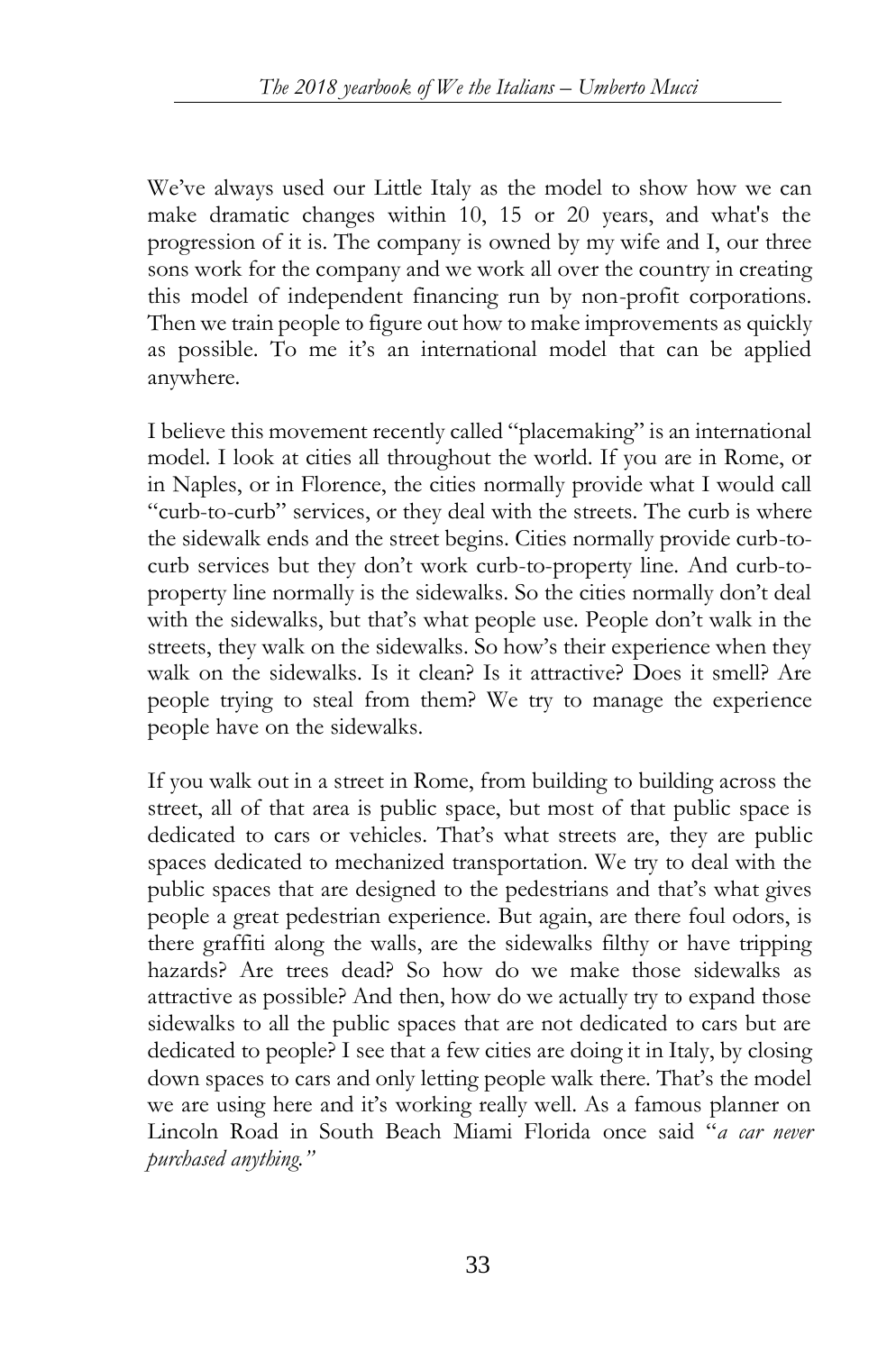We've always used our Little Italy as the model to show how we can make dramatic changes within 10, 15 or 20 years, and what's the progression of it is. The company is owned by my wife and I, our three sons work for the company and we work all over the country in creating this model of independent financing run by non-profit corporations. Then we train people to figure out how to make improvements as quickly as possible. To me it's an international model that can be applied anywhere.

I believe this movement recently called "placemaking" is an international model. I look at cities all throughout the world. If you are in Rome, or in Naples, or in Florence, the cities normally provide what I would call "curb-to-curb" services, or they deal with the streets. The curb is where the sidewalk ends and the street begins. Cities normally provide curb-to-curb services but they don't work curb-to-property line. And curb-to-property line normally is the sidewalks. So the cities normally don't deal with the sidewalks, but that's what people use. People don't walk in the streets, they walk on the sidewalks. So how's their experience when they walk on the sidewalks. Is it clean? Is it attractive? Does it smell? Are people trying to steal from them? We try to manage the experience people have on the sidewalks.

If you walk out in a street in Rome, from building to building across the street, all of that area is public space, but most of that public space is dedicated to cars or vehicles. That's what streets are, they are public spaces dedicated to mechanized transportation. We try to deal with the public spaces that are designed to the pedestrians and that's what gives people a great pedestrian experience. But again, are there foul odors, is there graffiti along the walls, are the sidewalks filthy or have tripping hazards? Are trees dead? So how do we make those sidewalks as attractive as possible? And then, how do we actually try to expand those sidewalks to all the public spaces that are not dedicated to cars but are dedicated to people? I see that a few cities are doing it in Italy, by closing down spaces to cars and only letting people walk there. That's the model we are using here and it's working really well. As a famous planner on Lincoln Road in South Beach Miami Florida once said "*a car never purchased anything.*"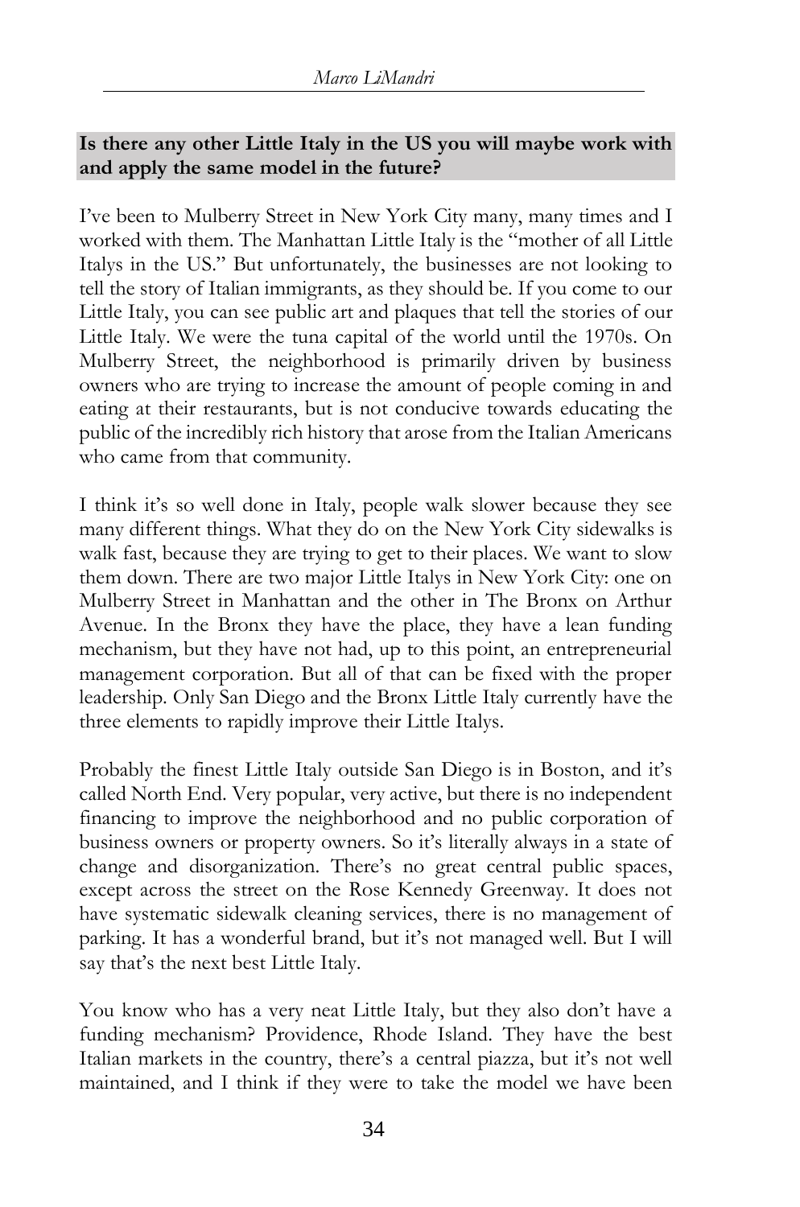**Is there any other Little Italy in the US you will maybe work with and apply the same model in the future?**

I've been to Mulberry Street in New York City many, many times and I worked with them. The Manhattan Little Italy is the "mother of all Little Italys in the US." But unfortunately, the businesses are not looking to tell the story of Italian immigrants, as they should be. If you come to our Little Italy, you can see public art and plaques that tell the stories of our Little Italy. We were the tuna capital of the world until the 1970s. On Mulberry Street, the neighborhood is primarily driven by business owners who are trying to increase the amount of people coming in and eating at their restaurants, but is not conducive towards educating the public of the incredibly rich history that arose from the Italian Americans who came from that community.

I think it's so well done in Italy, people walk slower because they see many different things. What they do on the New York City sidewalks is walk fast, because they are trying to get to their places. We want to slow them down. There are two major Little Italys in New York City: one on Mulberry Street in Manhattan and the other in The Bronx on Arthur Avenue. In the Bronx they have the place, they have a lean funding mechanism, but they have not had, up to this point, an entrepreneurial management corporation. But all of that can be fixed with the proper leadership. Only San Diego and the Bronx Little Italy currently have the three elements to rapidly improve their Little Italys.

Probably the finest Little Italy outside San Diego is in Boston, and it's called North End. Very popular, very active, but there is no independent financing to improve the neighborhood and no public corporation of business owners or property owners. So it's literally always in a state of change and disorganization. There's no great central public spaces, except across the street on the Rose Kennedy Greenway. It does not have systematic sidewalk cleaning services, there is no management of parking. It has a wonderful brand, but it's not managed well. But I will say that's the next best Little Italy.

You know who has a very neat Little Italy, but they also don't have a funding mechanism? Providence, Rhode Island. They have the best Italian markets in the country, there's a central piazza, but it's not well maintained, and I think if they were to take the model we have been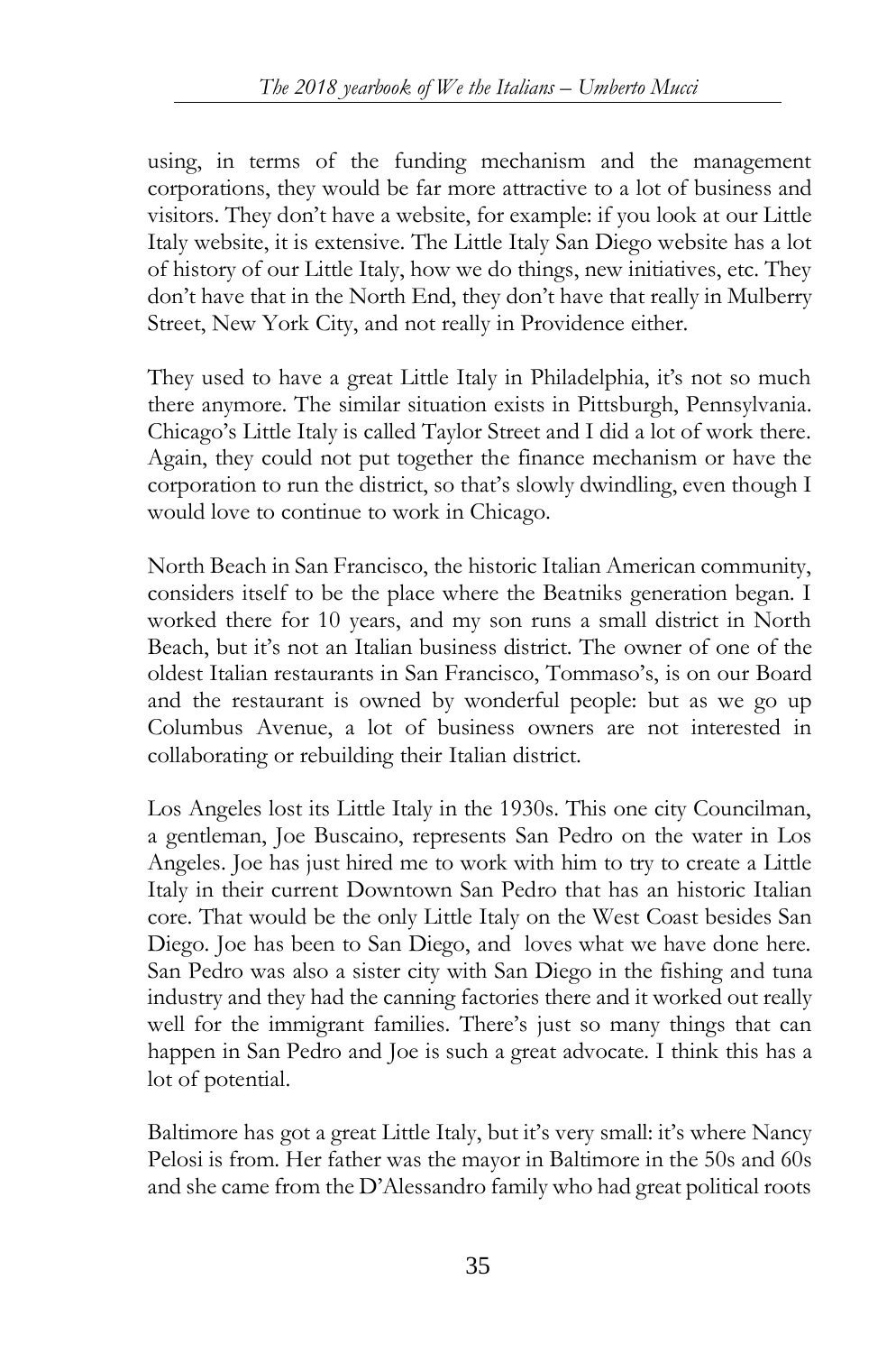using, in terms of the funding mechanism and the management corporations, they would be far more attractive to a lot of business and visitors. They don't have a website, for example: if you look at our Little Italy website, it is extensive. The Little Italy San Diego website has a lot of history of our Little Italy, how we do things, new initiatives, etc. They don't have that in the North End, they don't have that really in Mulberry Street, New York City, and not really in Providence either.

They used to have a great Little Italy in Philadelphia, it's not so much there anymore. The similar situation exists in Pittsburgh, Pennsylvania. Chicago's Little Italy is called Taylor Street and I did a lot of work there. Again, they could not put together the finance mechanism or have the corporation to run the district, so that's slowly dwindling, even though I would love to continue to work in Chicago.

North Beach in San Francisco, the historic Italian American community, considers itself to be the place where the Beatniks generation began. I worked there for 10 years, and my son runs a small district in North Beach, but it's not an Italian business district. The owner of one of the oldest Italian restaurants in San Francisco, Tommaso's, is on our Board and the restaurant is owned by wonderful people: but as we go up Columbus Avenue, a lot of business owners are not interested in collaborating or rebuilding their Italian district.

Los Angeles lost its Little Italy in the 1930s. This one city Councilman, a gentleman, Joe Buscaino, represents San Pedro on the water in Los Angeles. Joe has just hired me to work with him to try to create a Little Italy in their current Downtown San Pedro that has an historic Italian core. That would be the only Little Italy on the West Coast besides San Diego. Joe has been to San Diego, and loves what we have done here. San Pedro was also a sister city with San Diego in the fishing and tuna industry and they had the canning factories there and it worked out really well for the immigrant families. There's just so many things that can happen in San Pedro and Joe is such a great advocate. I think this has a lot of potential.

Baltimore has got a great Little Italy, but it's very small: it's where Nancy Pelosi is from. Her father was the mayor in Baltimore in the 50s and 60s and she came from the D'Alessandro family who had great political roots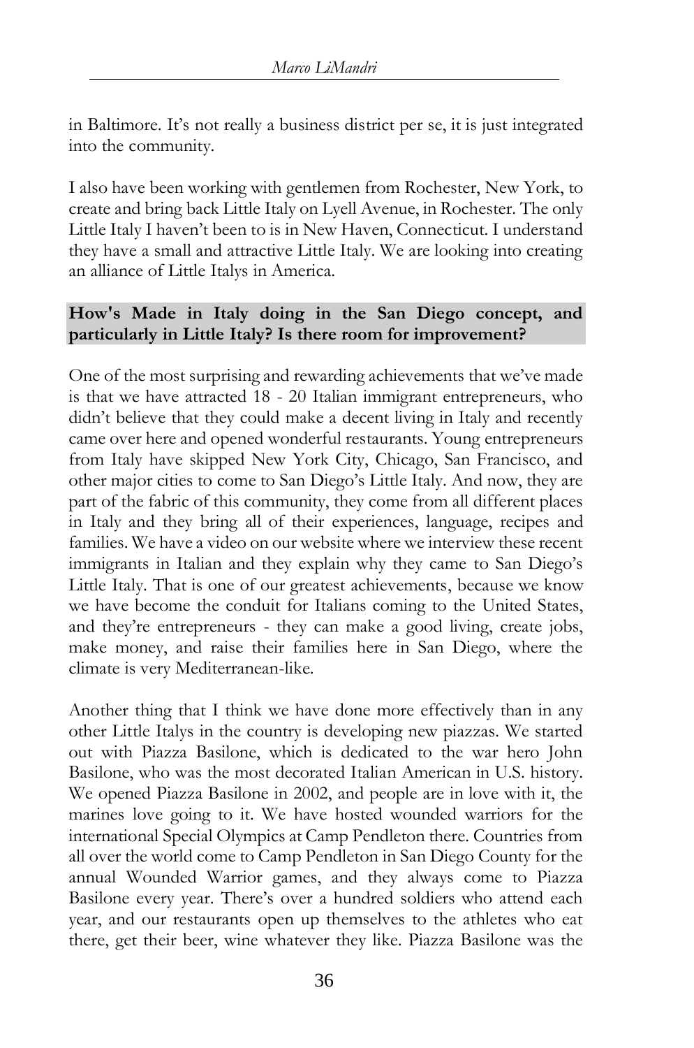in Baltimore. It's not really a business district per se, it is just integrated into the community.

I also have been working with gentlemen from Rochester, New York, to create and bring back Little Italy on Lyell Avenue, in Rochester. The only Little Italy I haven't been to is in New Haven, Connecticut. I understand they have a small and attractive Little Italy. We are looking into creating an alliance of Little Italys in America.

**How's Made in Italy doing in the San Diego concept, and particularly in Little Italy? Is there room for improvement?**

One of the most surprising and rewarding achievements that we've made is that we have attracted 18 - 20 Italian immigrant entrepreneurs, who didn't believe that they could make a decent living in Italy and recently came over here and opened wonderful restaurants. Young entrepreneurs from Italy have skipped New York City, Chicago, San Francisco, and other major cities to come to San Diego's Little Italy. And now, they are part of the fabric of this community, they come from all different places in Italy and they bring all of their experiences, language, recipes and families. We have a video on our website where we interview these recent immigrants in Italian and they explain why they came to San Diego's Little Italy. That is one of our greatest achievements, because we know we have become the conduit for Italians coming to the United States, and they're entrepreneurs - they can make a good living, create jobs, make money, and raise their families here in San Diego, where the climate is very Mediterranean-like.

Another thing that I think we have done more effectively than in any other Little Italys in the country is developing new piazzas. We started out with Piazza Basilone, which is dedicated to the war hero John Basilone, who was the most decorated Italian American in U.S. history. We opened Piazza Basilone in 2002, and people are in love with it, the marines love going to it. We have hosted wounded warriors for the international Special Olympics at Camp Pendleton there. Countries from all over the world come to Camp Pendleton in San Diego County for the annual Wounded Warrior games, and they always come to Piazza Basilone every year. There's over a hundred soldiers who attend each year, and our restaurants open up themselves to the athletes who eat there, get their beer, wine whatever they like. Piazza Basilone was the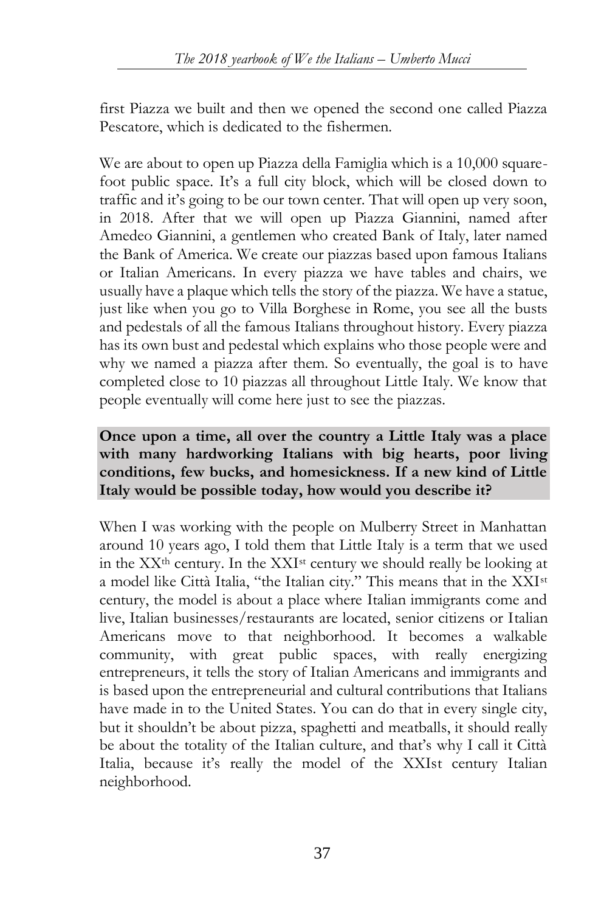first Piazza we built and then we opened the second one called Piazza Pescatore, which is dedicated to the fishermen.

We are about to open up Piazza della Famiglia which is a 10,000 square-foot public space. It's a full city block, which will be closed down to traffic and it's going to be our town center. That will open up very soon, in 2018. After that we will open up Piazza Giannini, named after Amedeo Giannini, a gentlemen who created Bank of Italy, later named the Bank of America. We create our piazzas based upon famous Italians or Italian Americans. In every piazza we have tables and chairs, we usually have a plaque which tells the story of the piazza. We have a statue, just like when you go to Villa Borghese in Rome, you see all the busts and pedestals of all the famous Italians throughout history. Every piazza has its own bust and pedestal which explains who those people were and why we named a piazza after them. So eventually, the goal is to have completed close to 10 piazzas all throughout Little Italy. We know that people eventually will come here just to see the piazzas.

**Once upon a time, all over the country a Little Italy was a place with many hardworking Italians with big hearts, poor living conditions, few bucks, and homesickness. If a new kind of Little Italy would be possible today, how would you describe it?**

When I was working with the people on Mulberry Street in Manhattan around 10 years ago, I told them that Little Italy is a term that we used in the XX[th] century. In the XXI[st] century we should really be looking at a model like Città Italia, "the Italian city." This means that in the XXI[st] century, the model is about a place where Italian immigrants come and live, Italian businesses/restaurants are located, senior citizens or Italian Americans move to that neighborhood. It becomes a walkable community, with great public spaces, with really energizing entrepreneurs, it tells the story of Italian Americans and immigrants and is based upon the entrepreneurial and cultural contributions that Italians have made in to the United States. You can do that in every single city, but it shouldn't be about pizza, spaghetti and meatballs, it should really be about the totality of the Italian culture, and that's why I call it Città Italia, because it's really the model of the XXIst century Italian neighborhood.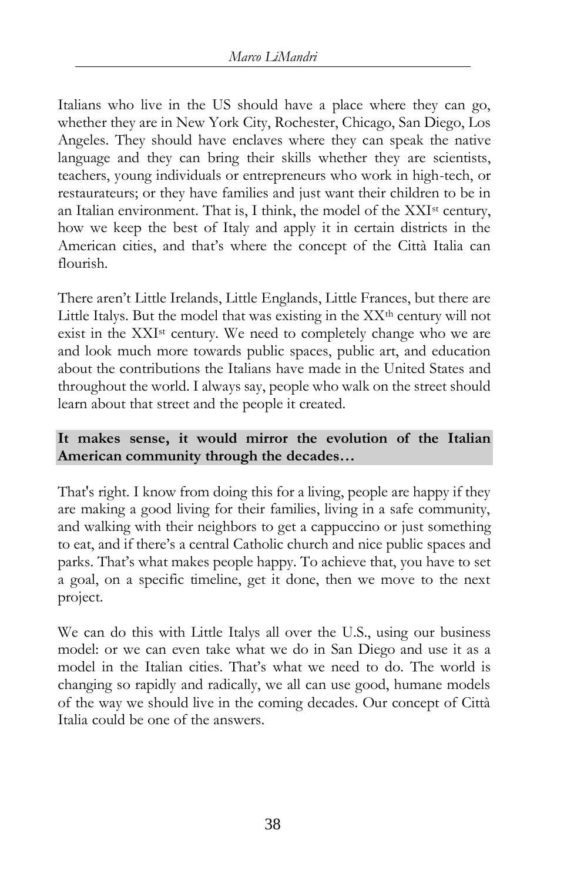Italians who live in the US should have a place where they can go, whether they are in New York City, Rochester, Chicago, San Diego, Los Angeles. They should have enclaves where they can speak the native language and they can bring their skills whether they are scientists, teachers, young individuals or entrepreneurs who work in high-tech, or restaurateurs; or they have families and just want their children to be in an Italian environment. That is, I think, the model of the XXI[st] century, how we keep the best of Italy and apply it in certain districts in the American cities, and that's where the concept of the Città Italia can flourish.

There aren't Little Irelands, Little Englands, Little Frances, but there are Little Italys. But the model that was existing in the XX[th] century will not exist in the XXI[st] century. We need to completely change who we are and look much more towards public spaces, public art, and education about the contributions the Italians have made in the United States and throughout the world. I always say, people who walk on the street should learn about that street and the people it created.

**It makes sense, it would mirror the evolution of the Italian American community through the decades…**

That's right. I know from doing this for a living, people are happy if they are making a good living for their families, living in a safe community, and walking with their neighbors to get a cappuccino or just something to eat, and if there's a central Catholic church and nice public spaces and parks. That's what makes people happy. To achieve that, you have to set a goal, on a specific timeline, get it done, then we move to the next project.

We can do this with Little Italys all over the U.S., using our business model: or we can even take what we do in San Diego and use it as a model in the Italian cities. That's what we need to do. The world is changing so rapidly and radically, we all can use good, humane models of the way we should live in the coming decades. Our concept of Città Italia could be one of the answers.